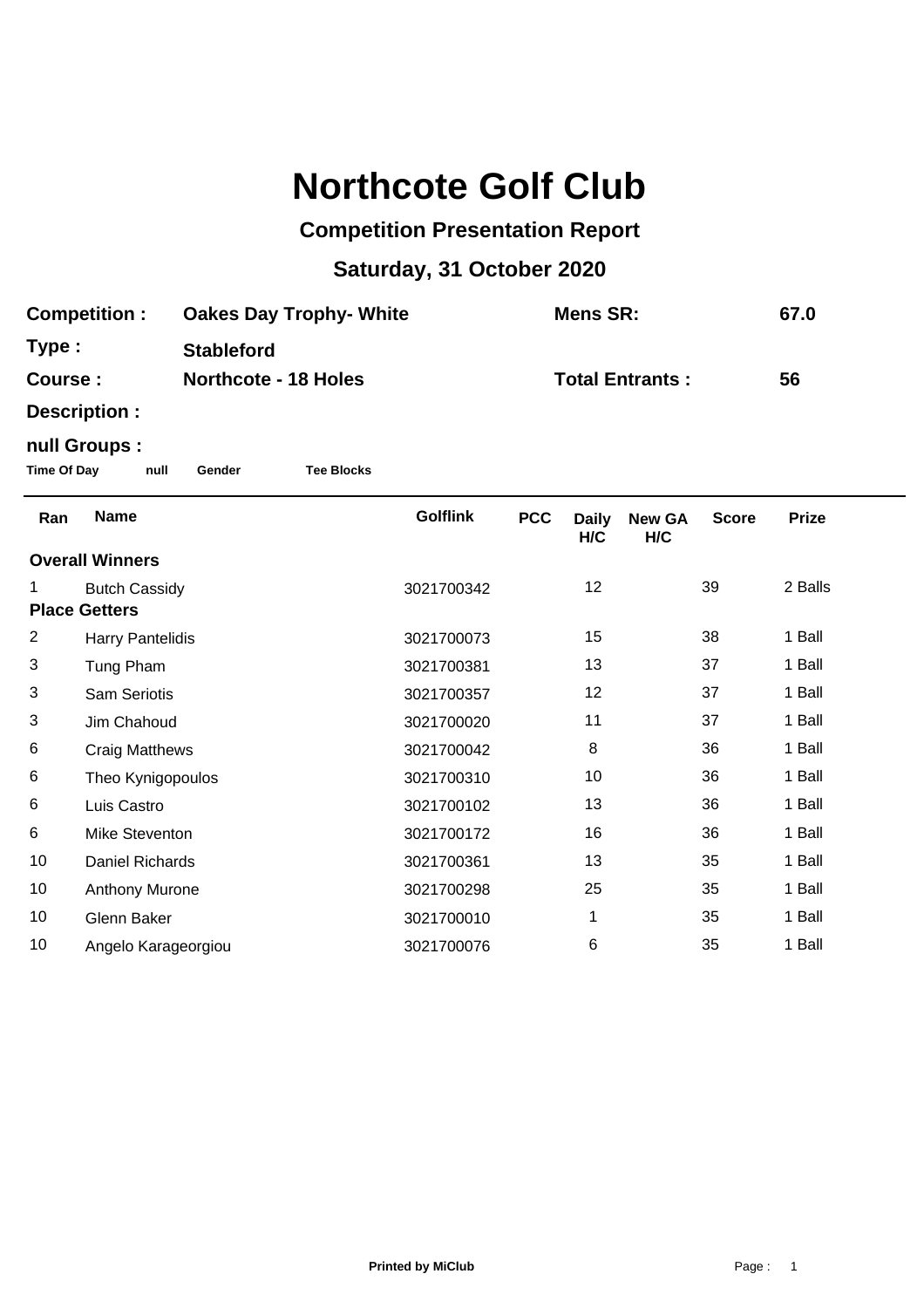# Northcote Golf Club

## Competition Presentation Report

## Saturday, 31 October 2020

**Competition :** **Oakes Day Trophy- White** **Mens SR:** **67.0**

**Type :** **Stableford**

**Course :** **Northcote - 18 Holes** **Total Entrants :** **56**

**Description :**

**null Groups :**

**Time Of Day** **null** **Gender** **Tee Blocks**

| Ran | Name | Golflink | PCC | Daily H/C | New GA H/C | Score | Prize |
|---|---|---|---|---|---|---|---|
| **Overall Winners** | | | | | | | |
| 1 | Butch Cassidy | 3021700342 | | 12 | | 39 | 2 Balls |
| **Place Getters** | | | | | | | |
| 2 | Harry Pantelidis | 3021700073 | | 15 | | 38 | 1 Ball |
| 3 | Tung Pham | 3021700381 | | 13 | | 37 | 1 Ball |
| 3 | Sam Seriotis | 3021700357 | | 12 | | 37 | 1 Ball |
| 3 | Jim Chahoud | 3021700020 | | 11 | | 37 | 1 Ball |
| 6 | Craig Matthews | 3021700042 | | 8 | | 36 | 1 Ball |
| 6 | Theo Kynigopoulos | 3021700310 | | 10 | | 36 | 1 Ball |
| 6 | Luis Castro | 3021700102 | | 13 | | 36 | 1 Ball |
| 6 | Mike Steventon | 3021700172 | | 16 | | 36 | 1 Ball |
| 10 | Daniel Richards | 3021700361 | | 13 | | 35 | 1 Ball |
| 10 | Anthony Murone | 3021700298 | | 25 | | 35 | 1 Ball |
| 10 | Glenn Baker | 3021700010 | | 1 | | 35 | 1 Ball |
| 10 | Angelo Karageorgiou | 3021700076 | | 6 | | 35 | 1 Ball |

**Printed by MiClub**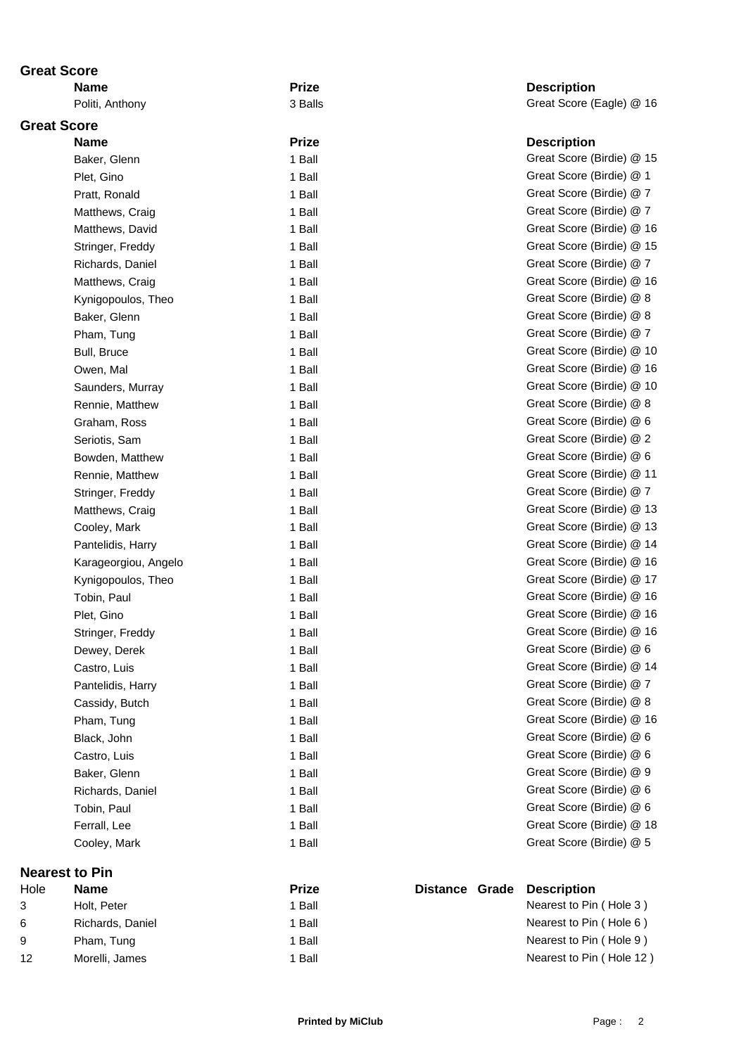### Great Score

| Name | Prize | Description |
|---|---|---|
| Politi, Anthony | 3 Balls | Great Score (Eagle) @ 16 |

### Great Score

| Name | Prize | Description |
|---|---|---|
| Baker, Glenn | 1 Ball | Great Score (Birdie) @ 15 |
| Plet, Gino | 1 Ball | Great Score (Birdie) @ 1 |
| Pratt, Ronald | 1 Ball | Great Score (Birdie) @ 7 |
| Matthews, Craig | 1 Ball | Great Score (Birdie) @ 7 |
| Matthews, David | 1 Ball | Great Score (Birdie) @ 16 |
| Stringer, Freddy | 1 Ball | Great Score (Birdie) @ 15 |
| Richards, Daniel | 1 Ball | Great Score (Birdie) @ 7 |
| Matthews, Craig | 1 Ball | Great Score (Birdie) @ 16 |
| Kynigopoulos, Theo | 1 Ball | Great Score (Birdie) @ 8 |
| Baker, Glenn | 1 Ball | Great Score (Birdie) @ 8 |
| Pham, Tung | 1 Ball | Great Score (Birdie) @ 7 |
| Bull, Bruce | 1 Ball | Great Score (Birdie) @ 10 |
| Owen, Mal | 1 Ball | Great Score (Birdie) @ 16 |
| Saunders, Murray | 1 Ball | Great Score (Birdie) @ 10 |
| Rennie, Matthew | 1 Ball | Great Score (Birdie) @ 8 |
| Graham, Ross | 1 Ball | Great Score (Birdie) @ 6 |
| Seriotis, Sam | 1 Ball | Great Score (Birdie) @ 2 |
| Bowden, Matthew | 1 Ball | Great Score (Birdie) @ 6 |
| Rennie, Matthew | 1 Ball | Great Score (Birdie) @ 11 |
| Stringer, Freddy | 1 Ball | Great Score (Birdie) @ 7 |
| Matthews, Craig | 1 Ball | Great Score (Birdie) @ 13 |
| Cooley, Mark | 1 Ball | Great Score (Birdie) @ 13 |
| Pantelidis, Harry | 1 Ball | Great Score (Birdie) @ 14 |
| Karageorgiou, Angelo | 1 Ball | Great Score (Birdie) @ 16 |
| Kynigopoulos, Theo | 1 Ball | Great Score (Birdie) @ 17 |
| Tobin, Paul | 1 Ball | Great Score (Birdie) @ 16 |
| Plet, Gino | 1 Ball | Great Score (Birdie) @ 16 |
| Stringer, Freddy | 1 Ball | Great Score (Birdie) @ 16 |
| Dewey, Derek | 1 Ball | Great Score (Birdie) @ 6 |
| Castro, Luis | 1 Ball | Great Score (Birdie) @ 14 |
| Pantelidis, Harry | 1 Ball | Great Score (Birdie) @ 7 |
| Cassidy, Butch | 1 Ball | Great Score (Birdie) @ 8 |
| Pham, Tung | 1 Ball | Great Score (Birdie) @ 16 |
| Black, John | 1 Ball | Great Score (Birdie) @ 6 |
| Castro, Luis | 1 Ball | Great Score (Birdie) @ 6 |
| Baker, Glenn | 1 Ball | Great Score (Birdie) @ 9 |
| Richards, Daniel | 1 Ball | Great Score (Birdie) @ 6 |
| Tobin, Paul | 1 Ball | Great Score (Birdie) @ 6 |
| Ferrall, Lee | 1 Ball | Great Score (Birdie) @ 18 |
| Cooley, Mark | 1 Ball | Great Score (Birdie) @ 5 |

### Nearest to Pin

| Hole | Name | Prize | Distance | Grade | Description |
|---|---|---|---|---|---|
| 3 | Holt, Peter | 1 Ball | | | Nearest to Pin ( Hole 3 ) |
| 6 | Richards, Daniel | 1 Ball | | | Nearest to Pin ( Hole 6 ) |
| 9 | Pham, Tung | 1 Ball | | | Nearest to Pin ( Hole 9 ) |
| 12 | Morelli, James | 1 Ball | | | Nearest to Pin ( Hole 12 ) |

**Printed by MiClub**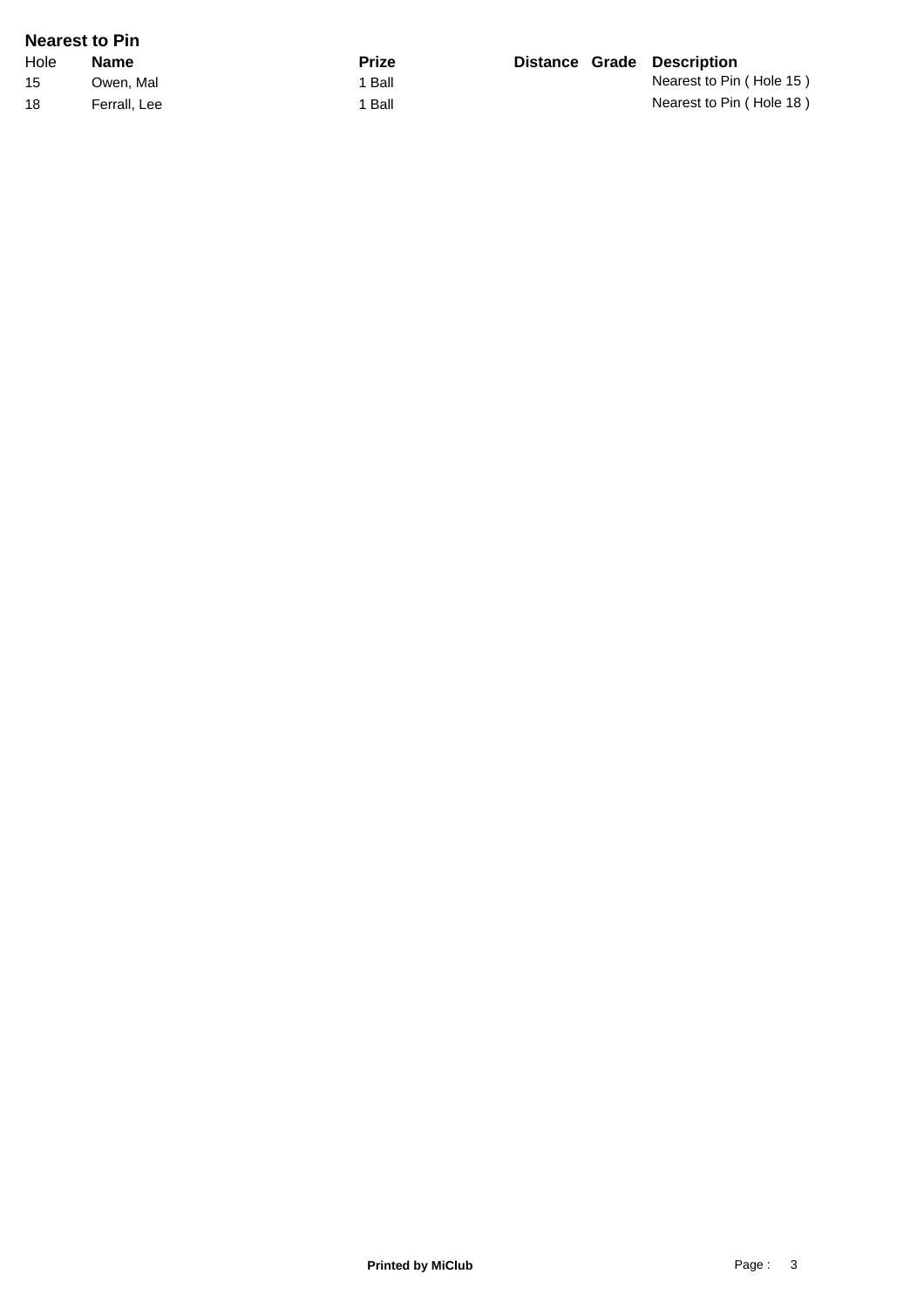## Nearest to Pin

| Hole | Name | Prize | Distance | Grade | Description |
|---|---|---|---|---|---|
| 15 | Owen, Mal | 1 Ball | | | Nearest to Pin ( Hole 15 ) |
| 18 | Ferrall, Lee | 1 Ball | | | Nearest to Pin ( Hole 18 ) |

**Printed by MiClub**